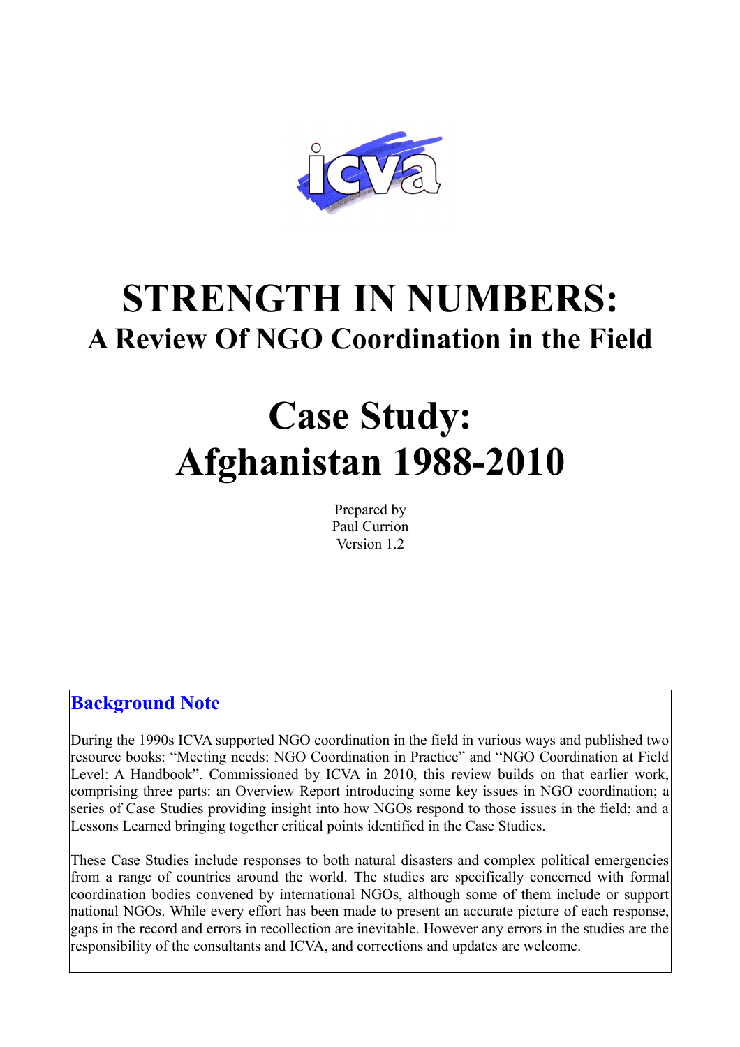# STRENGTH IN NUMBERS:

## A Review Of NGO Coordination in the Field

# Case Study: Afghanistan 1988-2010

Prepared by
Paul Currion
Version 1.2

### Background Note

During the 1990s ICVA supported NGO coordination in the field in various ways and published two resource books: “Meeting needs: NGO Coordination in Practice” and “NGO Coordination at Field Level: A Handbook”. Commissioned by ICVA in 2010, this review builds on that earlier work, comprising three parts: an Overview Report introducing some key issues in NGO coordination; a series of Case Studies providing insight into how NGOs respond to those issues in the field; and a Lessons Learned bringing together critical points identified in the Case Studies.

These Case Studies include responses to both natural disasters and complex political emergencies from a range of countries around the world. The studies are specifically concerned with formal coordination bodies convened by international NGOs, although some of them include or support national NGOs. While every effort has been made to present an accurate picture of each response, gaps in the record and errors in recollection are inevitable. However any errors in the studies are the responsibility of the consultants and ICVA, and corrections and updates are welcome.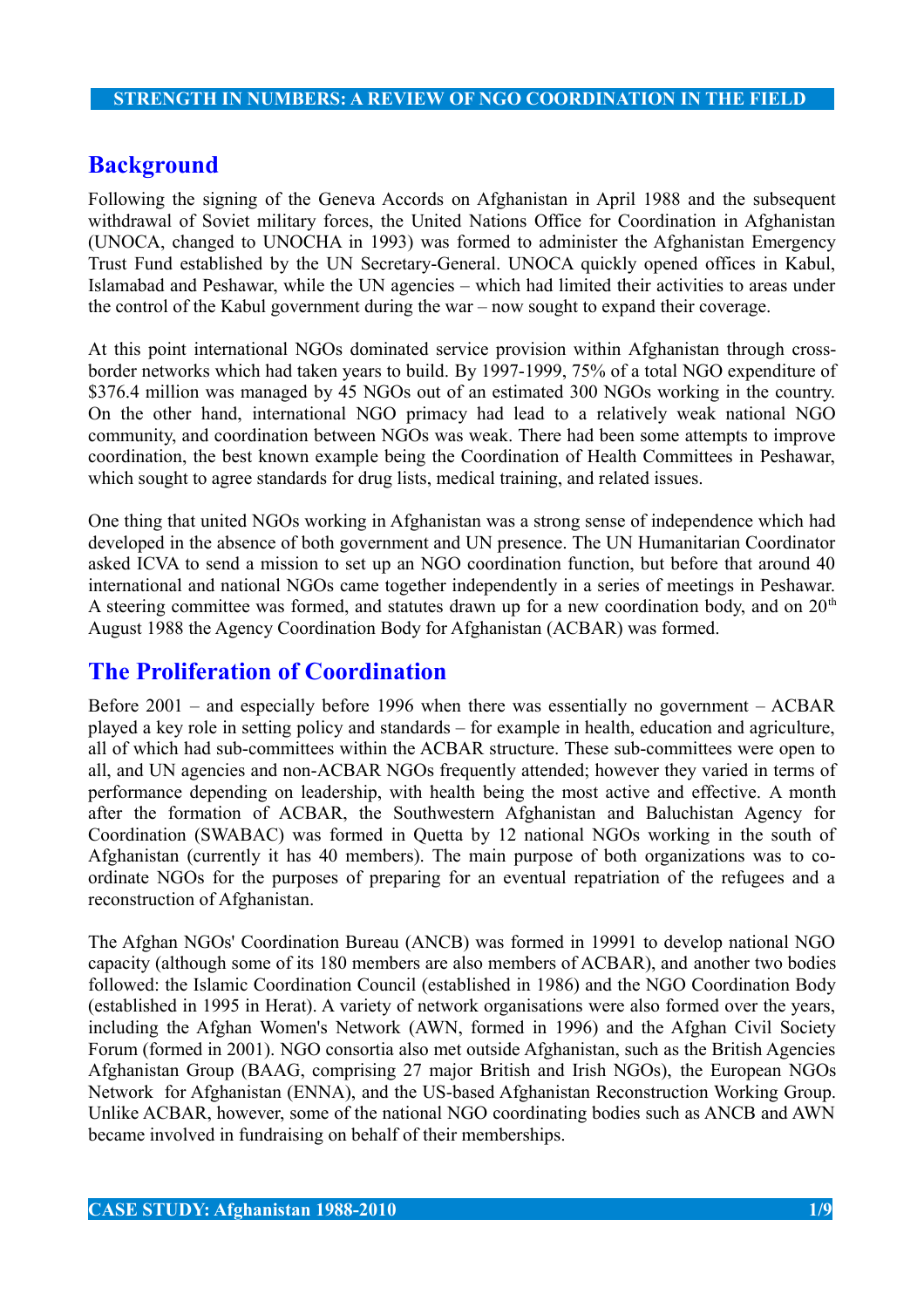## Background

Following the signing of the Geneva Accords on Afghanistan in April 1988 and the subsequent withdrawal of Soviet military forces, the United Nations Office for Coordination in Afghanistan (UNOCA, changed to UNOCHA in 1993) was formed to administer the Afghanistan Emergency Trust Fund established by the UN Secretary-General. UNOCA quickly opened offices in Kabul, Islamabad and Peshawar, while the UN agencies – which had limited their activities to areas under the control of the Kabul government during the war – now sought to expand their coverage.

At this point international NGOs dominated service provision within Afghanistan through cross-border networks which had taken years to build. By 1997-1999, 75% of a total NGO expenditure of \$376.4 million was managed by 45 NGOs out of an estimated 300 NGOs working in the country. On the other hand, international NGO primacy had lead to a relatively weak national NGO community, and coordination between NGOs was weak. There had been some attempts to improve coordination, the best known example being the Coordination of Health Committees in Peshawar, which sought to agree standards for drug lists, medical training, and related issues.

One thing that united NGOs working in Afghanistan was a strong sense of independence which had developed in the absence of both government and UN presence. The UN Humanitarian Coordinator asked ICVA to send a mission to set up an NGO coordination function, but before that around 40 international and national NGOs came together independently in a series of meetings in Peshawar. A steering committee was formed, and statutes drawn up for a new coordination body, and on 20th August 1988 the Agency Coordination Body for Afghanistan (ACBAR) was formed.

## The Proliferation of Coordination

Before 2001 – and especially before 1996 when there was essentially no government – ACBAR played a key role in setting policy and standards – for example in health, education and agriculture, all of which had sub-committees within the ACBAR structure. These sub-committees were open to all, and UN agencies and non-ACBAR NGOs frequently attended; however they varied in terms of performance depending on leadership, with health being the most active and effective. A month after the formation of ACBAR, the Southwestern Afghanistan and Baluchistan Agency for Coordination (SWABAC) was formed in Quetta by 12 national NGOs working in the south of Afghanistan (currently it has 40 members). The main purpose of both organizations was to co-ordinate NGOs for the purposes of preparing for an eventual repatriation of the refugees and a reconstruction of Afghanistan.

The Afghan NGOs' Coordination Bureau (ANCB) was formed in 19991 to develop national NGO capacity (although some of its 180 members are also members of ACBAR), and another two bodies followed: the Islamic Coordination Council (established in 1986) and the NGO Coordination Body (established in 1995 in Herat). A variety of network organisations were also formed over the years, including the Afghan Women's Network (AWN, formed in 1996) and the Afghan Civil Society Forum (formed in 2001). NGO consortia also met outside Afghanistan, such as the British Agencies Afghanistan Group (BAAG, comprising 27 major British and Irish NGOs), the European NGOs Network for Afghanistan (ENNA), and the US-based Afghanistan Reconstruction Working Group. Unlike ACBAR, however, some of the national NGO coordinating bodies such as ANCB and AWN became involved in fundraising on behalf of their memberships.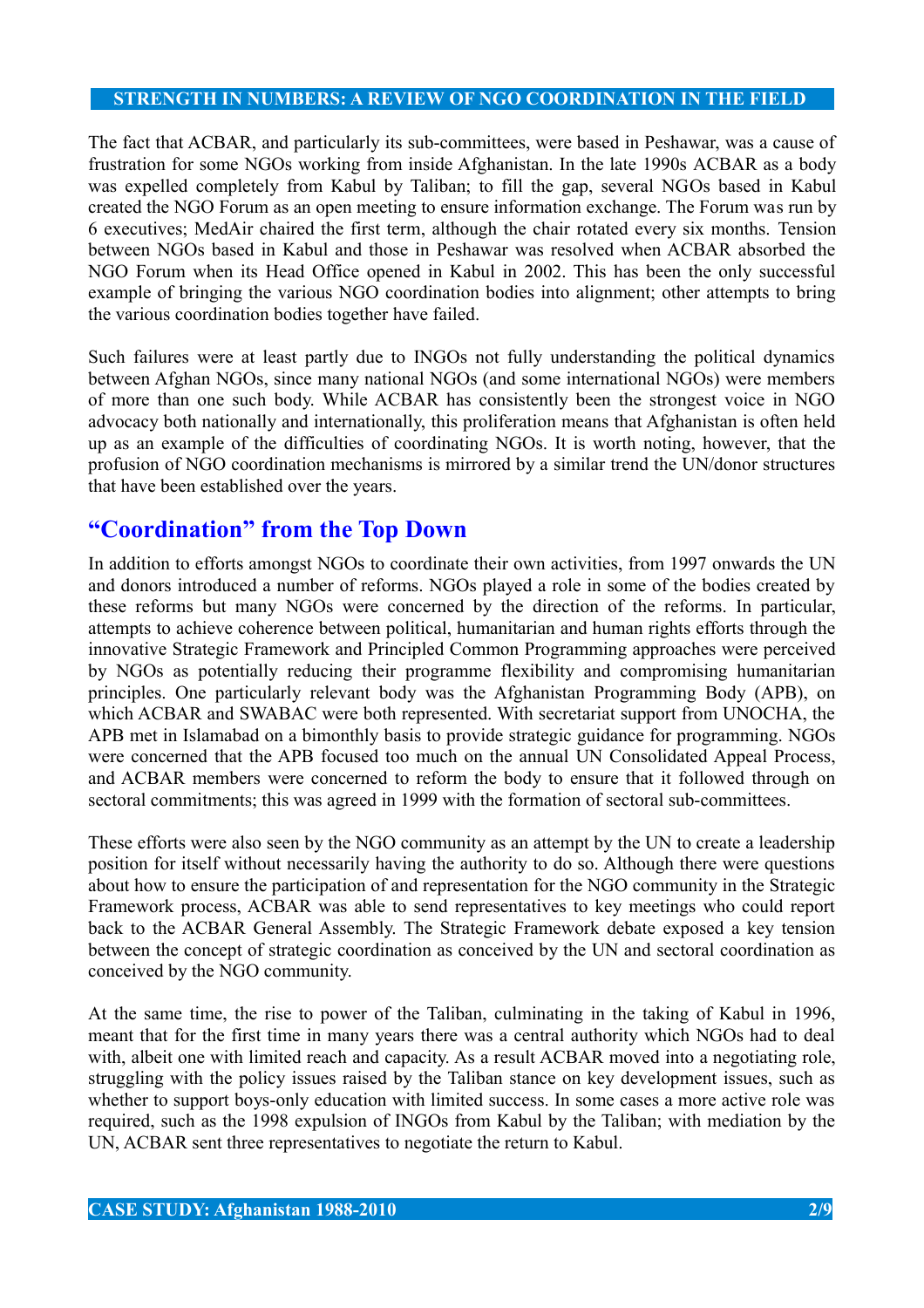The fact that ACBAR, and particularly its sub-committees, were based in Peshawar, was a cause of frustration for some NGOs working from inside Afghanistan. In the late 1990s ACBAR as a body was expelled completely from Kabul by Taliban; to fill the gap, several NGOs based in Kabul created the NGO Forum as an open meeting to ensure information exchange. The Forum was run by 6 executives; MedAir chaired the first term, although the chair rotated every six months. Tension between NGOs based in Kabul and those in Peshawar was resolved when ACBAR absorbed the NGO Forum when its Head Office opened in Kabul in 2002. This has been the only successful example of bringing the various NGO coordination bodies into alignment; other attempts to bring the various coordination bodies together have failed.

Such failures were at least partly due to INGOs not fully understanding the political dynamics between Afghan NGOs, since many national NGOs (and some international NGOs) were members of more than one such body. While ACBAR has consistently been the strongest voice in NGO advocacy both nationally and internationally, this proliferation means that Afghanistan is often held up as an example of the difficulties of coordinating NGOs. It is worth noting, however, that the profusion of NGO coordination mechanisms is mirrored by a similar trend the UN/donor structures that have been established over the years.

## "Coordination" from the Top Down

In addition to efforts amongst NGOs to coordinate their own activities, from 1997 onwards the UN and donors introduced a number of reforms. NGOs played a role in some of the bodies created by these reforms but many NGOs were concerned by the direction of the reforms. In particular, attempts to achieve coherence between political, humanitarian and human rights efforts through the innovative Strategic Framework and Principled Common Programming approaches were perceived by NGOs as potentially reducing their programme flexibility and compromising humanitarian principles. One particularly relevant body was the Afghanistan Programming Body (APB), on which ACBAR and SWABAC were both represented. With secretariat support from UNOCHA, the APB met in Islamabad on a bimonthly basis to provide strategic guidance for programming. NGOs were concerned that the APB focused too much on the annual UN Consolidated Appeal Process, and ACBAR members were concerned to reform the body to ensure that it followed through on sectoral commitments; this was agreed in 1999 with the formation of sectoral sub-committees.

These efforts were also seen by the NGO community as an attempt by the UN to create a leadership position for itself without necessarily having the authority to do so. Although there were questions about how to ensure the participation of and representation for the NGO community in the Strategic Framework process, ACBAR was able to send representatives to key meetings who could report back to the ACBAR General Assembly. The Strategic Framework debate exposed a key tension between the concept of strategic coordination as conceived by the UN and sectoral coordination as conceived by the NGO community.

At the same time, the rise to power of the Taliban, culminating in the taking of Kabul in 1996, meant that for the first time in many years there was a central authority which NGOs had to deal with, albeit one with limited reach and capacity. As a result ACBAR moved into a negotiating role, struggling with the policy issues raised by the Taliban stance on key development issues, such as whether to support boys-only education with limited success. In some cases a more active role was required, such as the 1998 expulsion of INGOs from Kabul by the Taliban; with mediation by the UN, ACBAR sent three representatives to negotiate the return to Kabul.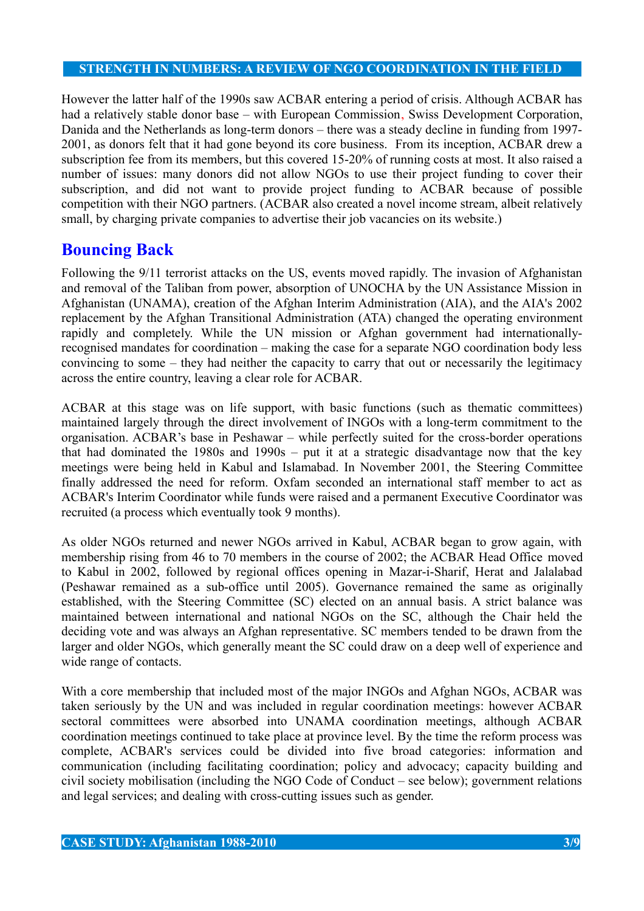However the latter half of the 1990s saw ACBAR entering a period of crisis. Although ACBAR has had a relatively stable donor base – with European Commission, Swiss Development Corporation, Danida and the Netherlands as long-term donors – there was a steady decline in funding from 1997-2001, as donors felt that it had gone beyond its core business. From its inception, ACBAR drew a subscription fee from its members, but this covered 15-20% of running costs at most. It also raised a number of issues: many donors did not allow NGOs to use their project funding to cover their subscription, and did not want to provide project funding to ACBAR because of possible competition with their NGO partners. (ACBAR also created a novel income stream, albeit relatively small, by charging private companies to advertise their job vacancies on its website.)

## Bouncing Back

Following the 9/11 terrorist attacks on the US, events moved rapidly. The invasion of Afghanistan and removal of the Taliban from power, absorption of UNOCHA by the UN Assistance Mission in Afghanistan (UNAMA), creation of the Afghan Interim Administration (AIA), and the AIA's 2002 replacement by the Afghan Transitional Administration (ATA) changed the operating environment rapidly and completely. While the UN mission or Afghan government had internationally-recognised mandates for coordination – making the case for a separate NGO coordination body less convincing to some – they had neither the capacity to carry that out or necessarily the legitimacy across the entire country, leaving a clear role for ACBAR.

ACBAR at this stage was on life support, with basic functions (such as thematic committees) maintained largely through the direct involvement of INGOs with a long-term commitment to the organisation. ACBAR's base in Peshawar – while perfectly suited for the cross-border operations that had dominated the 1980s and 1990s – put it at a strategic disadvantage now that the key meetings were being held in Kabul and Islamabad. In November 2001, the Steering Committee finally addressed the need for reform. Oxfam seconded an international staff member to act as ACBAR's Interim Coordinator while funds were raised and a permanent Executive Coordinator was recruited (a process which eventually took 9 months).

As older NGOs returned and newer NGOs arrived in Kabul, ACBAR began to grow again, with membership rising from 46 to 70 members in the course of 2002; the ACBAR Head Office moved to Kabul in 2002, followed by regional offices opening in Mazar-i-Sharif, Herat and Jalalabad (Peshawar remained as a sub-office until 2005). Governance remained the same as originally established, with the Steering Committee (SC) elected on an annual basis. A strict balance was maintained between international and national NGOs on the SC, although the Chair held the deciding vote and was always an Afghan representative. SC members tended to be drawn from the larger and older NGOs, which generally meant the SC could draw on a deep well of experience and wide range of contacts.

With a core membership that included most of the major INGOs and Afghan NGOs, ACBAR was taken seriously by the UN and was included in regular coordination meetings: however ACBAR sectoral committees were absorbed into UNAMA coordination meetings, although ACBAR coordination meetings continued to take place at province level. By the time the reform process was complete, ACBAR's services could be divided into five broad categories: information and communication (including facilitating coordination; policy and advocacy; capacity building and civil society mobilisation (including the NGO Code of Conduct – see below); government relations and legal services; and dealing with cross-cutting issues such as gender.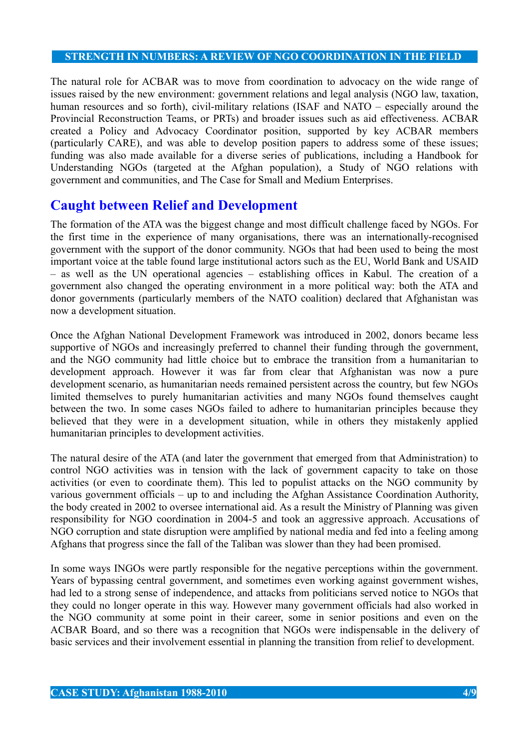The natural role for ACBAR was to move from coordination to advocacy on the wide range of issues raised by the new environment: government relations and legal analysis (NGO law, taxation, human resources and so forth), civil-military relations (ISAF and NATO – especially around the Provincial Reconstruction Teams, or PRTs) and broader issues such as aid effectiveness. ACBAR created a Policy and Advocacy Coordinator position, supported by key ACBAR members (particularly CARE), and was able to develop position papers to address some of these issues; funding was also made available for a diverse series of publications, including a Handbook for Understanding NGOs (targeted at the Afghan population), a Study of NGO relations with government and communities, and The Case for Small and Medium Enterprises.

## Caught between Relief and Development

The formation of the ATA was the biggest change and most difficult challenge faced by NGOs. For the first time in the experience of many organisations, there was an internationally-recognised government with the support of the donor community. NGOs that had been used to being the most important voice at the table found large institutional actors such as the EU, World Bank and USAID – as well as the UN operational agencies – establishing offices in Kabul. The creation of a government also changed the operating environment in a more political way: both the ATA and donor governments (particularly members of the NATO coalition) declared that Afghanistan was now a development situation.

Once the Afghan National Development Framework was introduced in 2002, donors became less supportive of NGOs and increasingly preferred to channel their funding through the government, and the NGO community had little choice but to embrace the transition from a humanitarian to development approach. However it was far from clear that Afghanistan was now a pure development scenario, as humanitarian needs remained persistent across the country, but few NGOs limited themselves to purely humanitarian activities and many NGOs found themselves caught between the two. In some cases NGOs failed to adhere to humanitarian principles because they believed that they were in a development situation, while in others they mistakenly applied humanitarian principles to development activities.

The natural desire of the ATA (and later the government that emerged from that Administration) to control NGO activities was in tension with the lack of government capacity to take on those activities (or even to coordinate them). This led to populist attacks on the NGO community by various government officials – up to and including the Afghan Assistance Coordination Authority, the body created in 2002 to oversee international aid. As a result the Ministry of Planning was given responsibility for NGO coordination in 2004-5 and took an aggressive approach. Accusations of NGO corruption and state disruption were amplified by national media and fed into a feeling among Afghans that progress since the fall of the Taliban was slower than they had been promised.

In some ways INGOs were partly responsible for the negative perceptions within the government. Years of bypassing central government, and sometimes even working against government wishes, had led to a strong sense of independence, and attacks from politicians served notice to NGOs that they could no longer operate in this way. However many government officials had also worked in the NGO community at some point in their career, some in senior positions and even on the ACBAR Board, and so there was a recognition that NGOs were indispensable in the delivery of basic services and their involvement essential in planning the transition from relief to development.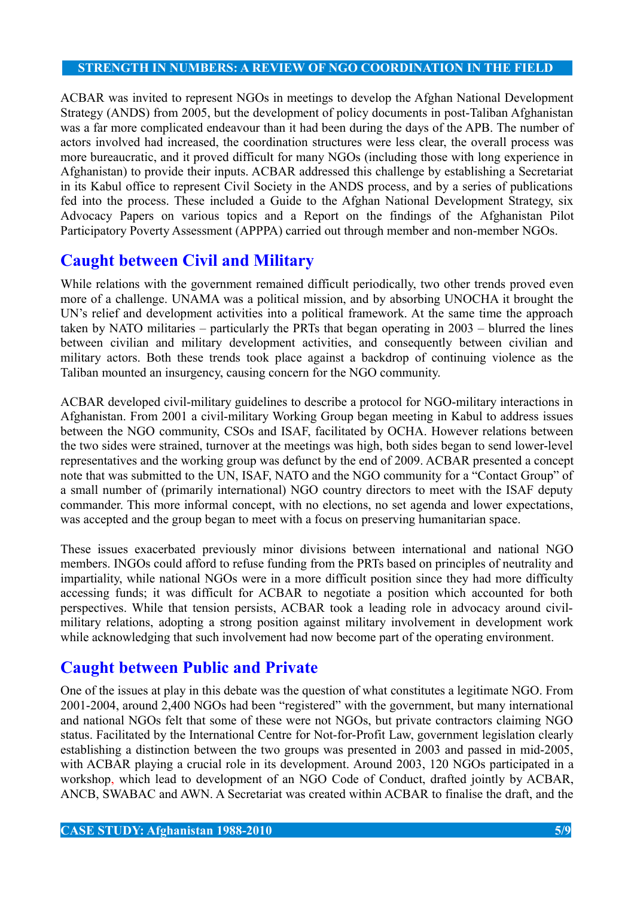ACBAR was invited to represent NGOs in meetings to develop the Afghan National Development Strategy (ANDS) from 2005, but the development of policy documents in post-Taliban Afghanistan was a far more complicated endeavour than it had been during the days of the APB. The number of actors involved had increased, the coordination structures were less clear, the overall process was more bureaucratic, and it proved difficult for many NGOs (including those with long experience in Afghanistan) to provide their inputs. ACBAR addressed this challenge by establishing a Secretariat in its Kabul office to represent Civil Society in the ANDS process, and by a series of publications fed into the process. These included a Guide to the Afghan National Development Strategy, six Advocacy Papers on various topics and a Report on the findings of the Afghanistan Pilot Participatory Poverty Assessment (APPPA) carried out through member and non-member NGOs.

## Caught between Civil and Military

While relations with the government remained difficult periodically, two other trends proved even more of a challenge. UNAMA was a political mission, and by absorbing UNOCHA it brought the UN's relief and development activities into a political framework. At the same time the approach taken by NATO militaries – particularly the PRTs that began operating in 2003 – blurred the lines between civilian and military development activities, and consequently between civilian and military actors. Both these trends took place against a backdrop of continuing violence as the Taliban mounted an insurgency, causing concern for the NGO community.

ACBAR developed civil-military guidelines to describe a protocol for NGO-military interactions in Afghanistan. From 2001 a civil-military Working Group began meeting in Kabul to address issues between the NGO community, CSOs and ISAF, facilitated by OCHA. However relations between the two sides were strained, turnover at the meetings was high, both sides began to send lower-level representatives and the working group was defunct by the end of 2009. ACBAR presented a concept note that was submitted to the UN, ISAF, NATO and the NGO community for a "Contact Group" of a small number of (primarily international) NGO country directors to meet with the ISAF deputy commander. This more informal concept, with no elections, no set agenda and lower expectations, was accepted and the group began to meet with a focus on preserving humanitarian space.

These issues exacerbated previously minor divisions between international and national NGO members. INGOs could afford to refuse funding from the PRTs based on principles of neutrality and impartiality, while national NGOs were in a more difficult position since they had more difficulty accessing funds; it was difficult for ACBAR to negotiate a position which accounted for both perspectives. While that tension persists, ACBAR took a leading role in advocacy around civil-military relations, adopting a strong position against military involvement in development work while acknowledging that such involvement had now become part of the operating environment.

## Caught between Public and Private

One of the issues at play in this debate was the question of what constitutes a legitimate NGO. From 2001-2004, around 2,400 NGOs had been "registered" with the government, but many international and national NGOs felt that some of these were not NGOs, but private contractors claiming NGO status. Facilitated by the International Centre for Not-for-Profit Law, government legislation clearly establishing a distinction between the two groups was presented in 2003 and passed in mid-2005, with ACBAR playing a crucial role in its development. Around 2003, 120 NGOs participated in a workshop, which lead to development of an NGO Code of Conduct, drafted jointly by ACBAR, ANCB, SWABAC and AWN. A Secretariat was created within ACBAR to finalise the draft, and the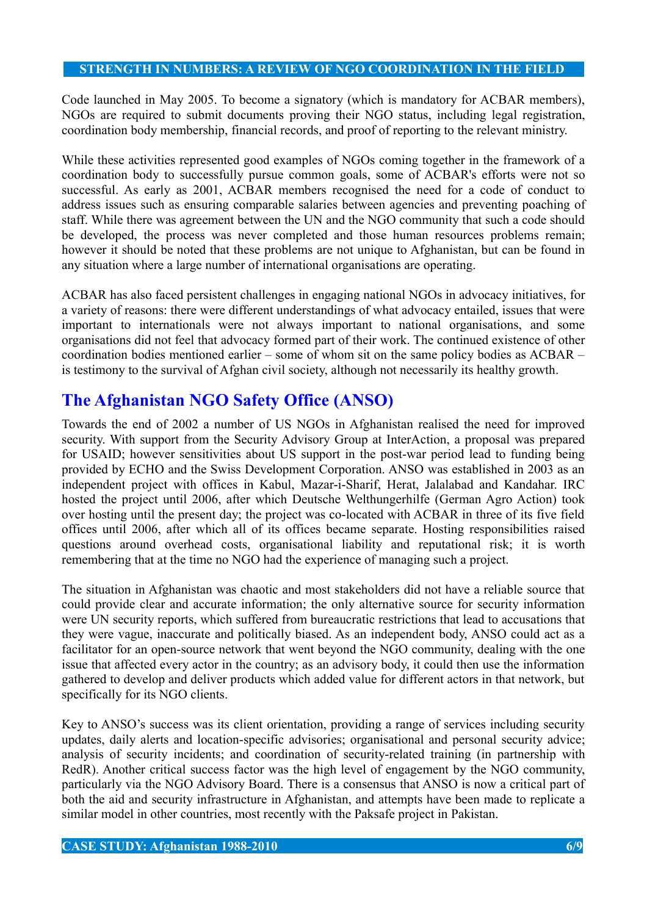Code launched in May 2005. To become a signatory (which is mandatory for ACBAR members), NGOs are required to submit documents proving their NGO status, including legal registration, coordination body membership, financial records, and proof of reporting to the relevant ministry.

While these activities represented good examples of NGOs coming together in the framework of a coordination body to successfully pursue common goals, some of ACBAR's efforts were not so successful. As early as 2001, ACBAR members recognised the need for a code of conduct to address issues such as ensuring comparable salaries between agencies and preventing poaching of staff. While there was agreement between the UN and the NGO community that such a code should be developed, the process was never completed and those human resources problems remain; however it should be noted that these problems are not unique to Afghanistan, but can be found in any situation where a large number of international organisations are operating.

ACBAR has also faced persistent challenges in engaging national NGOs in advocacy initiatives, for a variety of reasons: there were different understandings of what advocacy entailed, issues that were important to internationals were not always important to national organisations, and some organisations did not feel that advocacy formed part of their work. The continued existence of other coordination bodies mentioned earlier – some of whom sit on the same policy bodies as ACBAR – is testimony to the survival of Afghan civil society, although not necessarily its healthy growth.

## The Afghanistan NGO Safety Office (ANSO)

Towards the end of 2002 a number of US NGOs in Afghanistan realised the need for improved security. With support from the Security Advisory Group at InterAction, a proposal was prepared for USAID; however sensitivities about US support in the post-war period lead to funding being provided by ECHO and the Swiss Development Corporation. ANSO was established in 2003 as an independent project with offices in Kabul, Mazar-i-Sharif, Herat, Jalalabad and Kandahar. IRC hosted the project until 2006, after which Deutsche Welthungerhilfe (German Agro Action) took over hosting until the present day; the project was co-located with ACBAR in three of its five field offices until 2006, after which all of its offices became separate. Hosting responsibilities raised questions around overhead costs, organisational liability and reputational risk; it is worth remembering that at the time no NGO had the experience of managing such a project.

The situation in Afghanistan was chaotic and most stakeholders did not have a reliable source that could provide clear and accurate information; the only alternative source for security information were UN security reports, which suffered from bureaucratic restrictions that lead to accusations that they were vague, inaccurate and politically biased. As an independent body, ANSO could act as a facilitator for an open-source network that went beyond the NGO community, dealing with the one issue that affected every actor in the country; as an advisory body, it could then use the information gathered to develop and deliver products which added value for different actors in that network, but specifically for its NGO clients.

Key to ANSO's success was its client orientation, providing a range of services including security updates, daily alerts and location-specific advisories; organisational and personal security advice; analysis of security incidents; and coordination of security-related training (in partnership with RedR). Another critical success factor was the high level of engagement by the NGO community, particularly via the NGO Advisory Board. There is a consensus that ANSO is now a critical part of both the aid and security infrastructure in Afghanistan, and attempts have been made to replicate a similar model in other countries, most recently with the Paksafe project in Pakistan.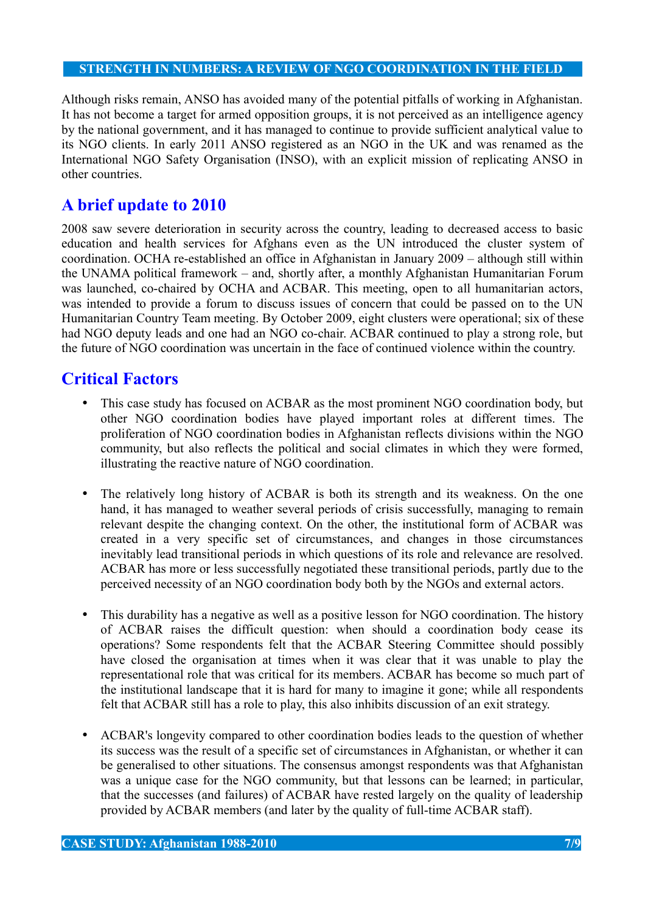Although risks remain, ANSO has avoided many of the potential pitfalls of working in Afghanistan. It has not become a target for armed opposition groups, it is not perceived as an intelligence agency by the national government, and it has managed to continue to provide sufficient analytical value to its NGO clients. In early 2011 ANSO registered as an NGO in the UK and was renamed as the International NGO Safety Organisation (INSO), with an explicit mission of replicating ANSO in other countries.

## A brief update to 2010

2008 saw severe deterioration in security across the country, leading to decreased access to basic education and health services for Afghans even as the UN introduced the cluster system of coordination. OCHA re-established an office in Afghanistan in January 2009 – although still within the UNAMA political framework – and, shortly after, a monthly Afghanistan Humanitarian Forum was launched, co-chaired by OCHA and ACBAR. This meeting, open to all humanitarian actors, was intended to provide a forum to discuss issues of concern that could be passed on to the UN Humanitarian Country Team meeting. By October 2009, eight clusters were operational; six of these had NGO deputy leads and one had an NGO co-chair. ACBAR continued to play a strong role, but the future of NGO coordination was uncertain in the face of continued violence within the country.

## Critical Factors

- This case study has focused on ACBAR as the most prominent NGO coordination body, but other NGO coordination bodies have played important roles at different times. The proliferation of NGO coordination bodies in Afghanistan reflects divisions within the NGO community, but also reflects the political and social climates in which they were formed, illustrating the reactive nature of NGO coordination.

- The relatively long history of ACBAR is both its strength and its weakness. On the one hand, it has managed to weather several periods of crisis successfully, managing to remain relevant despite the changing context. On the other, the institutional form of ACBAR was created in a very specific set of circumstances, and changes in those circumstances inevitably lead transitional periods in which questions of its role and relevance are resolved. ACBAR has more or less successfully negotiated these transitional periods, partly due to the perceived necessity of an NGO coordination body both by the NGOs and external actors.

- This durability has a negative as well as a positive lesson for NGO coordination. The history of ACBAR raises the difficult question: when should a coordination body cease its operations? Some respondents felt that the ACBAR Steering Committee should possibly have closed the organisation at times when it was clear that it was unable to play the representational role that was critical for its members. ACBAR has become so much part of the institutional landscape that it is hard for many to imagine it gone; while all respondents felt that ACBAR still has a role to play, this also inhibits discussion of an exit strategy.

- ACBAR's longevity compared to other coordination bodies leads to the question of whether its success was the result of a specific set of circumstances in Afghanistan, or whether it can be generalised to other situations. The consensus amongst respondents was that Afghanistan was a unique case for the NGO community, but that lessons can be learned; in particular, that the successes (and failures) of ACBAR have rested largely on the quality of leadership provided by ACBAR members (and later by the quality of full-time ACBAR staff).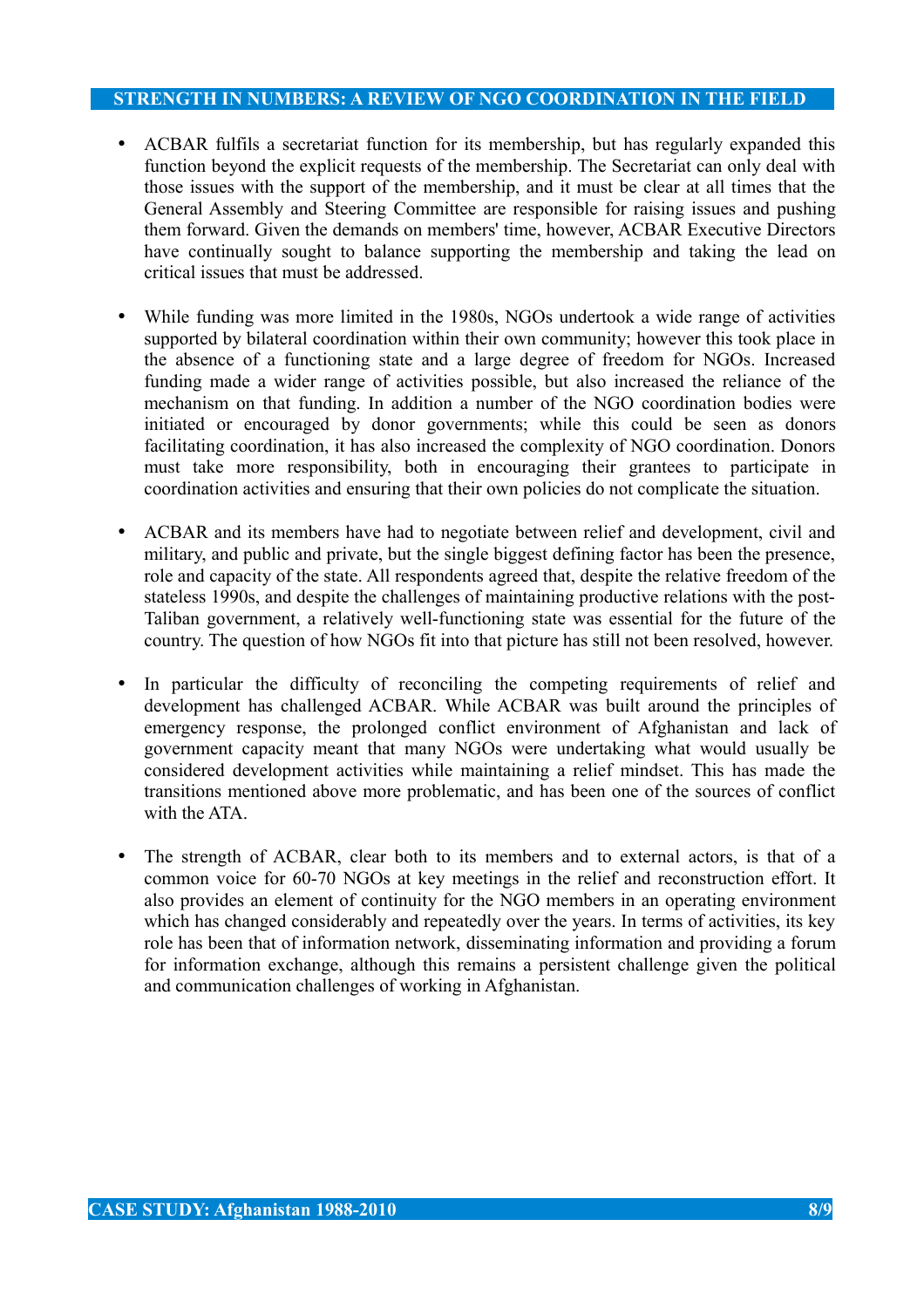- ACBAR fulfils a secretariat function for its membership, but has regularly expanded this function beyond the explicit requests of the membership. The Secretariat can only deal with those issues with the support of the membership, and it must be clear at all times that the General Assembly and Steering Committee are responsible for raising issues and pushing them forward. Given the demands on members' time, however, ACBAR Executive Directors have continually sought to balance supporting the membership and taking the lead on critical issues that must be addressed.

- While funding was more limited in the 1980s, NGOs undertook a wide range of activities supported by bilateral coordination within their own community; however this took place in the absence of a functioning state and a large degree of freedom for NGOs. Increased funding made a wider range of activities possible, but also increased the reliance of the mechanism on that funding. In addition a number of the NGO coordination bodies were initiated or encouraged by donor governments; while this could be seen as donors facilitating coordination, it has also increased the complexity of NGO coordination. Donors must take more responsibility, both in encouraging their grantees to participate in coordination activities and ensuring that their own policies do not complicate the situation.

- ACBAR and its members have had to negotiate between relief and development, civil and military, and public and private, but the single biggest defining factor has been the presence, role and capacity of the state. All respondents agreed that, despite the relative freedom of the stateless 1990s, and despite the challenges of maintaining productive relations with the post-Taliban government, a relatively well-functioning state was essential for the future of the country. The question of how NGOs fit into that picture has still not been resolved, however.

- In particular the difficulty of reconciling the competing requirements of relief and development has challenged ACBAR. While ACBAR was built around the principles of emergency response, the prolonged conflict environment of Afghanistan and lack of government capacity meant that many NGOs were undertaking what would usually be considered development activities while maintaining a relief mindset. This has made the transitions mentioned above more problematic, and has been one of the sources of conflict with the ATA.

- The strength of ACBAR, clear both to its members and to external actors, is that of a common voice for 60-70 NGOs at key meetings in the relief and reconstruction effort. It also provides an element of continuity for the NGO members in an operating environment which has changed considerably and repeatedly over the years. In terms of activities, its key role has been that of information network, disseminating information and providing a forum for information exchange, although this remains a persistent challenge given the political and communication challenges of working in Afghanistan.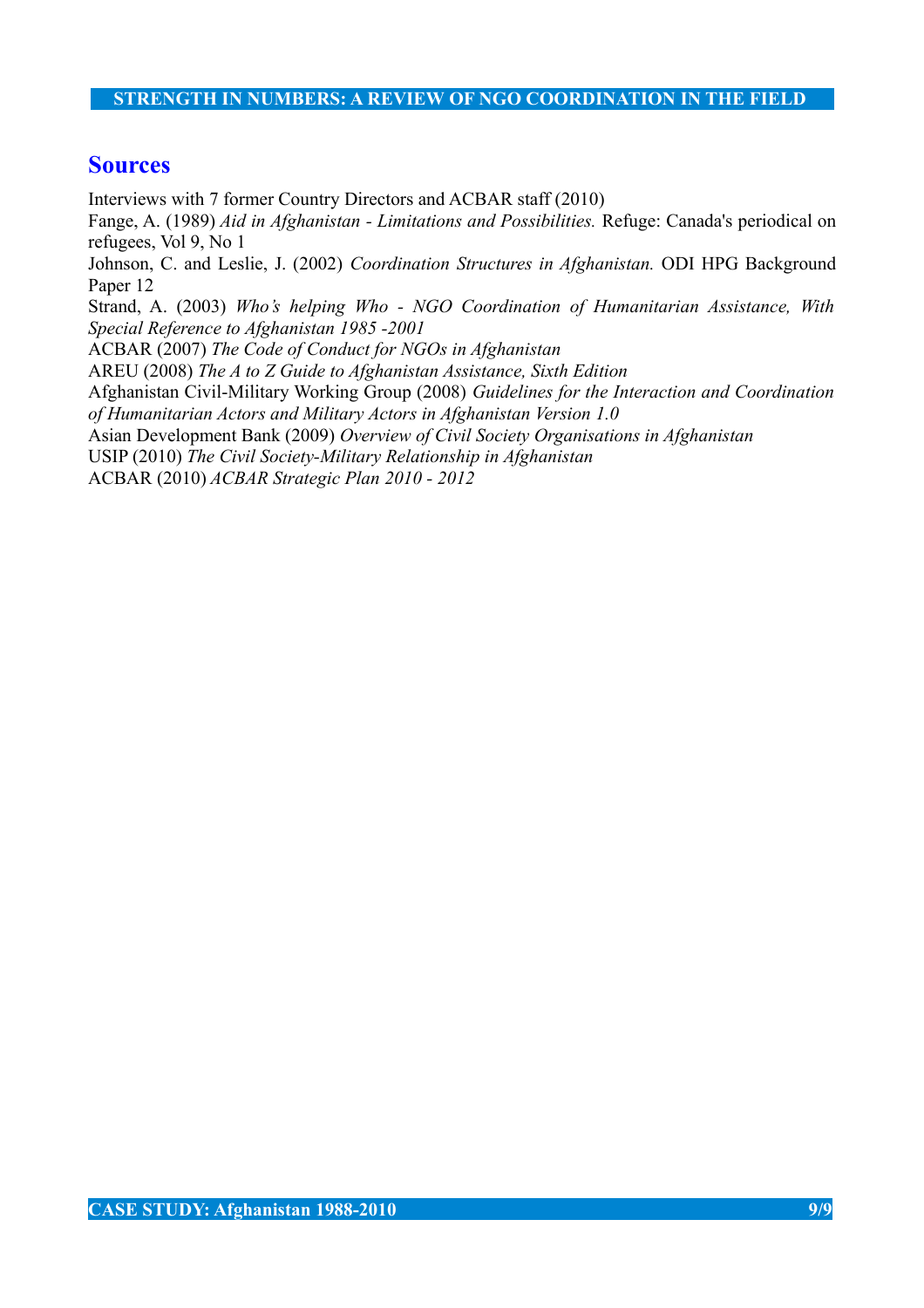## Sources

Interviews with 7 former Country Directors and ACBAR staff (2010)

Fange, A. (1989) *Aid in Afghanistan - Limitations and Possibilities.* Refuge: Canada's periodical on refugees, Vol 9, No 1

Johnson, C. and Leslie, J. (2002) *Coordination Structures in Afghanistan.* ODI HPG Background Paper 12

Strand, A. (2003) *Who's helping Who - NGO Coordination of Humanitarian Assistance, With Special Reference to Afghanistan 1985 -2001*

ACBAR (2007) *The Code of Conduct for NGOs in Afghanistan*

AREU (2008) *The A to Z Guide to Afghanistan Assistance, Sixth Edition*

Afghanistan Civil-Military Working Group (2008) *Guidelines for the Interaction and Coordination of Humanitarian Actors and Military Actors in Afghanistan Version 1.0*

Asian Development Bank (2009) *Overview of Civil Society Organisations in Afghanistan*

USIP (2010) *The Civil Society-Military Relationship in Afghanistan*

ACBAR (2010) *ACBAR Strategic Plan 2010 - 2012*